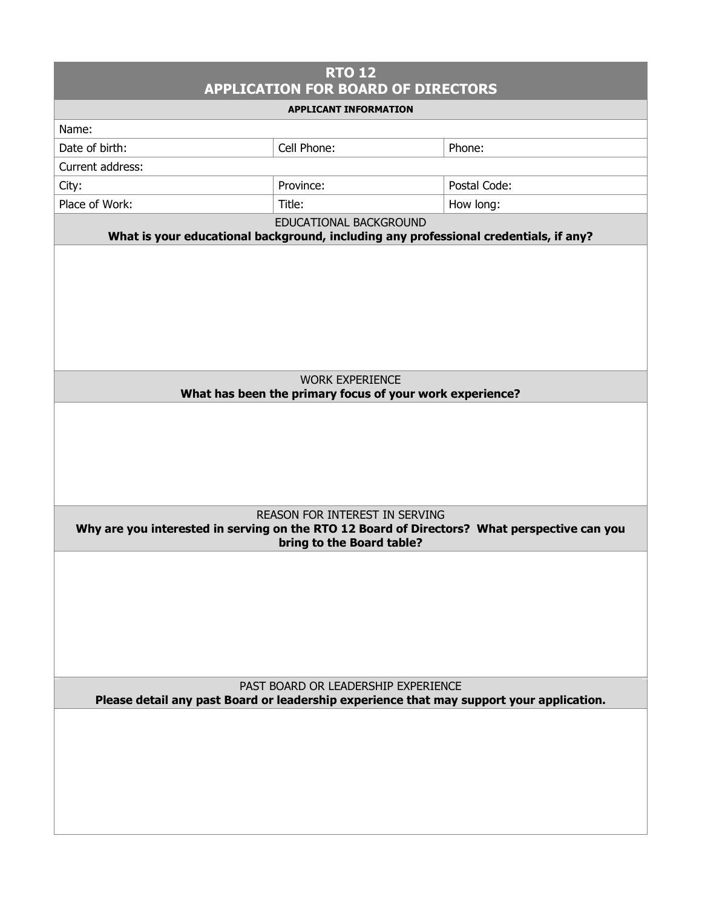# RTO 12
# APPLICATION FOR BOARD OF DIRECTORS

**APPLICANT INFORMATION**

| Name: | | |
|---|---|---|
| Date of birth: | Cell Phone: | Phone: |
| Current address: | | |
| City: | Province: | Postal Code: |
| Place of Work: | Title: | How long: |

## EDUCATIONAL BACKGROUND

**What is your educational background, including any professional credentials, if any?**

## WORK EXPERIENCE

**What has been the primary focus of your work experience?**

## REASON FOR INTEREST IN SERVING

**Why are you interested in serving on the RTO 12 Board of Directors? What perspective can you bring to the Board table?**

## PAST BOARD OR LEADERSHIP EXPERIENCE

**Please detail any past Board or leadership experience that may support your application.**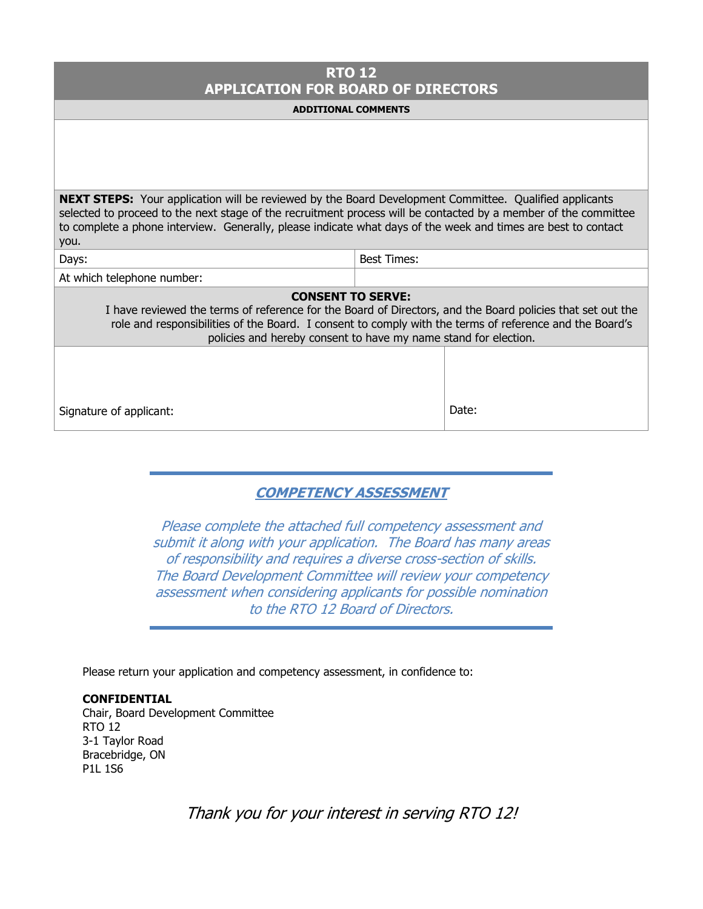# RTO 12
## APPLICATION FOR BOARD OF DIRECTORS

**ADDITIONAL COMMENTS**

**NEXT STEPS:** Your application will be reviewed by the Board Development Committee. Qualified applicants selected to proceed to the next stage of the recruitment process will be contacted by a member of the committee to complete a phone interview. Generally, please indicate what days of the week and times are best to contact you.

| | |
|---|---|
| Days: | Best Times: |
| At which telephone number: | |

**CONSENT TO SERVE:**
I have reviewed the terms of reference for the Board of Directors, and the Board policies that set out the role and responsibilities of the Board. I consent to comply with the terms of reference and the Board's policies and hereby consent to have my name stand for election.

| | |
|---|---|
| Signature of applicant: | Date: |

### *COMPETENCY ASSESSMENT*

*Please complete the attached full competency assessment and submit it along with your application. The Board has many areas of responsibility and requires a diverse cross-section of skills. The Board Development Committee will review your competency assessment when considering applicants for possible nomination to the RTO 12 Board of Directors.*

Please return your application and competency assessment, in confidence to:

**CONFIDENTIAL**
Chair, Board Development Committee
RTO 12
3-1 Taylor Road
Bracebridge, ON
P1L 1S6

*Thank you for your interest in serving RTO 12!*